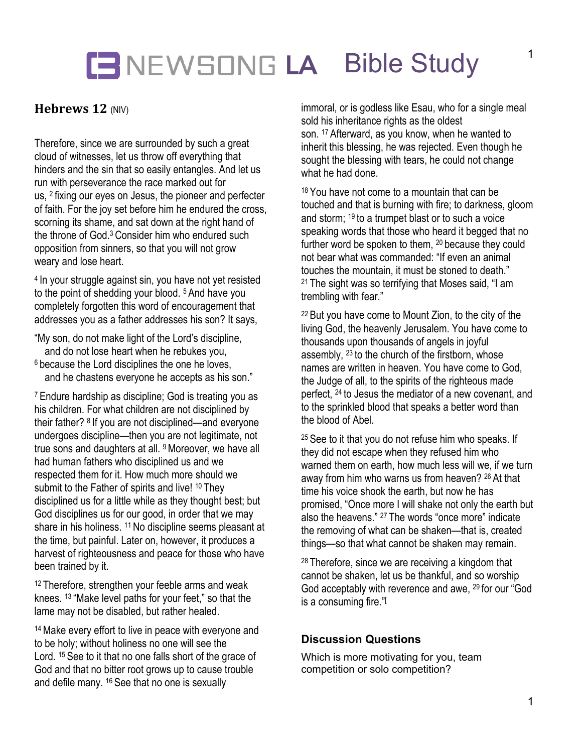# NEWSONG LA Bible Study

## Hebrews 12 (NIV)

Therefore, since we are surrounded by such a great cloud of witnesses, let us throw off everything that hinders and the sin that so easily entangles. And let us run with perseverance the race marked out for us, [2] fixing our eyes on Jesus, the pioneer and perfecter of faith. For the joy set before him he endured the cross, scorning its shame, and sat down at the right hand of the throne of God.[3] Consider him who endured such opposition from sinners, so that you will not grow weary and lose heart.

[4] In your struggle against sin, you have not yet resisted to the point of shedding your blood. [5] And have you completely forgotten this word of encouragement that addresses you as a father addresses his son? It says,

"My son, do not make light of the Lord's discipline,
and do not lose heart when he rebukes you,
[6] because the Lord disciplines the one he loves,
and he chastens everyone he accepts as his son."

[7] Endure hardship as discipline; God is treating you as his children. For what children are not disciplined by their father? [8] If you are not disciplined—and everyone undergoes discipline—then you are not legitimate, not true sons and daughters at all. [9] Moreover, we have all had human fathers who disciplined us and we respected them for it. How much more should we submit to the Father of spirits and live! [10] They disciplined us for a little while as they thought best; but God disciplines us for our good, in order that we may share in his holiness. [11] No discipline seems pleasant at the time, but painful. Later on, however, it produces a harvest of righteousness and peace for those who have been trained by it.

[12] Therefore, strengthen your feeble arms and weak knees. [13] "Make level paths for your feet," so that the lame may not be disabled, but rather healed.

[14] Make every effort to live in peace with everyone and to be holy; without holiness no one will see the Lord. [15] See to it that no one falls short of the grace of God and that no bitter root grows up to cause trouble and defile many. [16] See that no one is sexually immoral, or is godless like Esau, who for a single meal sold his inheritance rights as the oldest son. [17] Afterward, as you know, when he wanted to inherit this blessing, he was rejected. Even though he sought the blessing with tears, he could not change what he had done.

[18] You have not come to a mountain that can be touched and that is burning with fire; to darkness, gloom and storm; [19] to a trumpet blast or to such a voice speaking words that those who heard it begged that no further word be spoken to them, [20] because they could not bear what was commanded: "If even an animal touches the mountain, it must be stoned to death." [21] The sight was so terrifying that Moses said, "I am trembling with fear."

[22] But you have come to Mount Zion, to the city of the living God, the heavenly Jerusalem. You have come to thousands upon thousands of angels in joyful assembly, [23] to the church of the firstborn, whose names are written in heaven. You have come to God, the Judge of all, to the spirits of the righteous made perfect, [24] to Jesus the mediator of a new covenant, and to the sprinkled blood that speaks a better word than the blood of Abel.

[25] See to it that you do not refuse him who speaks. If they did not escape when they refused him who warned them on earth, how much less will we, if we turn away from him who warns us from heaven? [26] At that time his voice shook the earth, but now he has promised, "Once more I will shake not only the earth but also the heavens." [27] The words "once more" indicate the removing of what can be shaken—that is, created things—so that what cannot be shaken may remain.

[28] Therefore, since we are receiving a kingdom that cannot be shaken, let us be thankful, and so worship God acceptably with reverence and awe, [29] for our "God is a consuming fire."[

### Discussion Questions

Which is more motivating for you, team competition or solo competition?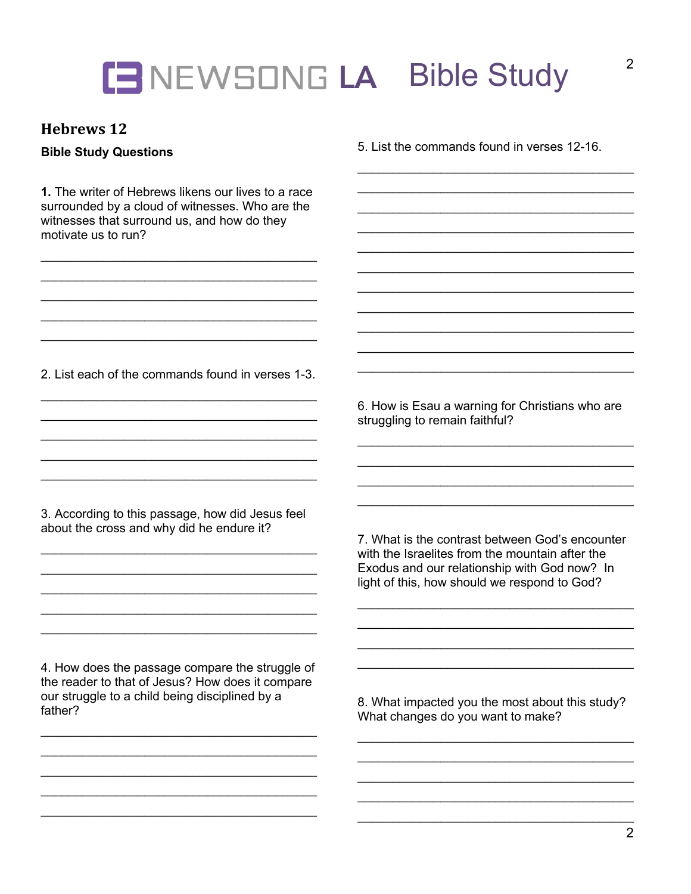# NEWSONG LA Bible Study

## Hebrews 12

**Bible Study Questions**

**1.** The writer of Hebrews likens our lives to a race surrounded by a cloud of witnesses. Who are the witnesses that surround us, and how do they motivate us to run?

_______________________________________
_______________________________________
_______________________________________
_______________________________________
_______________________________________

2. List each of the commands found in verses 1-3.

_______________________________________
_______________________________________
_______________________________________
_______________________________________
_______________________________________

3. According to this passage, how did Jesus feel about the cross and why did he endure it?

_______________________________________
_______________________________________
_______________________________________
_______________________________________
_______________________________________

4. How does the passage compare the struggle of the reader to that of Jesus? How does it compare our struggle to a child being disciplined by a father?

_______________________________________
_______________________________________
_______________________________________
_______________________________________
_______________________________________

5. List the commands found in verses 12-16.

_______________________________________
_______________________________________
_______________________________________
_______________________________________
_______________________________________
_______________________________________
_______________________________________
_______________________________________
_______________________________________
_______________________________________
_______________________________________

6. How is Esau a warning for Christians who are struggling to remain faithful?

_______________________________________
_______________________________________
_______________________________________
_______________________________________

7. What is the contrast between God's encounter with the Israelites from the mountain after the Exodus and our relationship with God now? In light of this, how should we respond to God?

_______________________________________
_______________________________________
_______________________________________
_______________________________________

8. What impacted you the most about this study? What changes do you want to make?

_______________________________________
_______________________________________
_______________________________________
_______________________________________
_______________________________________